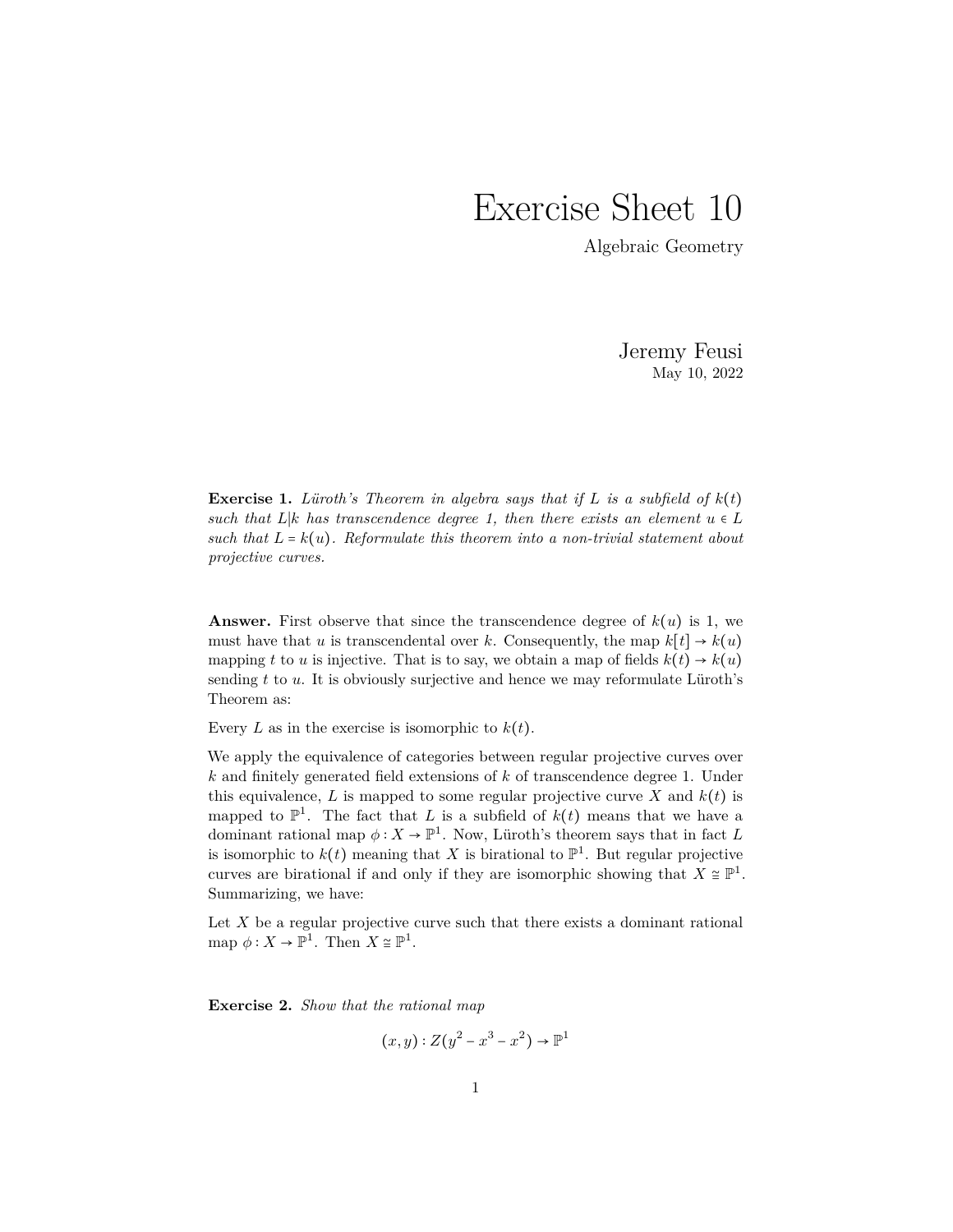# Exercise Sheet 10

Algebraic Geometry

Jeremy Feusi

May 10, 2022

**Exercise 1.** *Lüroth's Theorem in algebra says that if $L$ is a subfield of $k(t)$ such that $L|k$ has transcendence degree 1, then there exists an element $u \in L$ such that $L = k(u)$. Reformulate this theorem into a non-trivial statement about projective curves.*

**Answer.** First observe that since the transcendence degree of $k(u)$ is 1, we must have that $u$ is transcendental over $k$. Consequently, the map $k[t] \to k(u)$ mapping $t$ to $u$ is injective. That is to say, we obtain a map of fields $k(t) \to k(u)$ sending $t$ to $u$. It is obviously surjective and hence we may reformulate Lüroth's Theorem as:

Every $L$ as in the exercise is isomorphic to $k(t)$.

We apply the equivalence of categories between regular projective curves over $k$ and finitely generated field extensions of $k$ of transcendence degree 1. Under this equivalence, $L$ is mapped to some regular projective curve $X$ and $k(t)$ is mapped to $\mathbb{P}^1$. The fact that $L$ is a subfield of $k(t)$ means that we have a dominant rational map $\phi : X \to \mathbb{P}^1$. Now, Lüroth's theorem says that in fact $L$ is isomorphic to $k(t)$ meaning that $X$ is birational to $\mathbb{P}^1$. But regular projective curves are birational if and only if they are isomorphic showing that $X \cong \mathbb{P}^1$. Summarizing, we have:

Let $X$ be a regular projective curve such that there exists a dominant rational map $\phi : X \to \mathbb{P}^1$. Then $X \cong \mathbb{P}^1$.

**Exercise 2.** *Show that the rational map*

$$(x, y) : Z(y^2 - x^3 - x^2) \to \mathbb{P}^1$$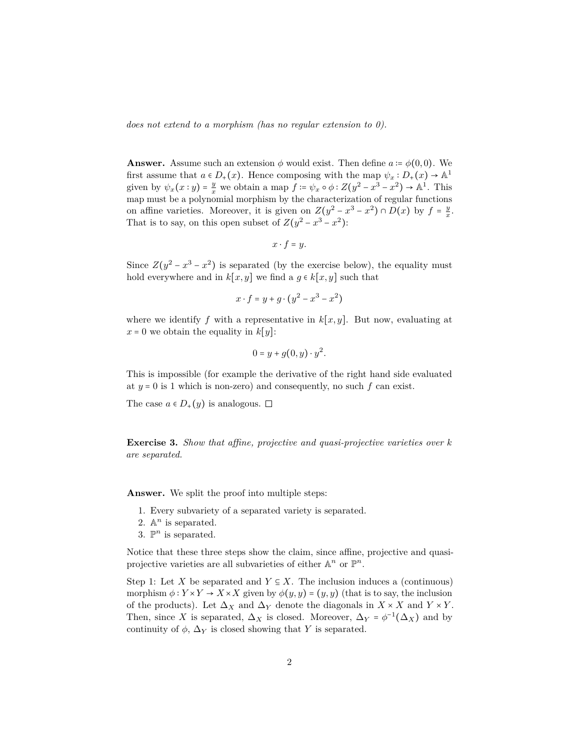*does not extend to a morphism (has no regular extension to 0).*

**Answer.** Assume such an extension $\phi$ would exist. Then define $a := \phi(0,0)$. We first assume that $a \in D_+(x)$. Hence composing with the map $\psi_x : D_+(x) \to \mathbb{A}^1$ given by $\psi_x(x : y) = \frac{y}{x}$ we obtain a map $f := \psi_x \circ \phi : Z(y^2 - x^3 - x^2) \to \mathbb{A}^1$. This map must be a polynomial morphism by the characterization of regular functions on affine varieties. Moreover, it is given on $Z(y^2 - x^3 - x^2) \cap D(x)$ by $f = \frac{y}{x}$. That is to say, on this open subset of $Z(y^2 - x^3 - x^2)$:

$$x \cdot f = y.$$

Since $Z(y^2 - x^3 - x^2)$ is separated (by the exercise below), the equality must hold everywhere and in $k[x, y]$ we find a $g \in k[x, y]$ such that

$$x \cdot f = y + g \cdot (y^2 - x^3 - x^2)$$

where we identify $f$ with a representative in $k[x, y]$. But now, evaluating at $x = 0$ we obtain the equality in $k[y]$:

$$0 = y + g(0, y) \cdot y^2.$$

This is impossible (for example the derivative of the right hand side evaluated at $y = 0$ is 1 which is non-zero) and consequently, no such $f$ can exist.

The case $a \in D_+(y)$ is analogous. $\square$

**Exercise 3.** *Show that affine, projective and quasi-projective varieties over $k$ are separated.*

**Answer.** We split the proof into multiple steps:

1. Every subvariety of a separated variety is separated.
2. $\mathbb{A}^n$ is separated.
3. $\mathbb{P}^n$ is separated.

Notice that these three steps show the claim, since affine, projective and quasi-projective varieties are all subvarieties of either $\mathbb{A}^n$ or $\mathbb{P}^n$.

Step 1: Let $X$ be separated and $Y \subseteq X$. The inclusion induces a (continuous) morphism $\phi : Y \times Y \to X \times X$ given by $\phi(y, y) = (y, y)$ (that is to say, the inclusion of the products). Let $\Delta_X$ and $\Delta_Y$ denote the diagonals in $X \times X$ and $Y \times Y$. Then, since $X$ is separated, $\Delta_X$ is closed. Moreover, $\Delta_Y = \phi^{-1}(\Delta_X)$ and by continuity of $\phi$, $\Delta_Y$ is closed showing that $Y$ is separated.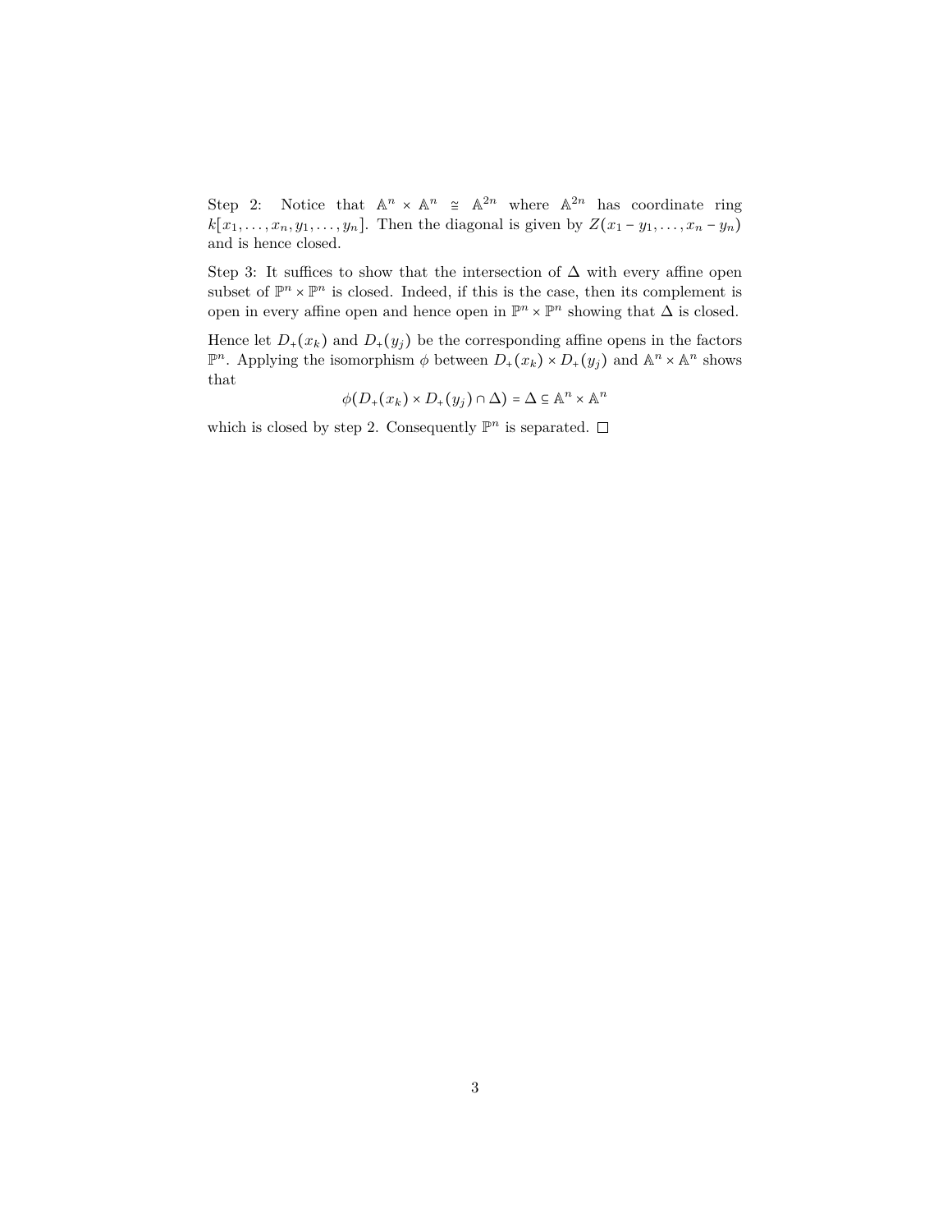Step 2: Notice that $\mathbb{A}^n \times \mathbb{A}^n \cong \mathbb{A}^{2n}$ where $\mathbb{A}^{2n}$ has coordinate ring $k[x_1, \ldots, x_n, y_1, \ldots, y_n]$. Then the diagonal is given by $Z(x_1 - y_1, \ldots, x_n - y_n)$ and is hence closed.

Step 3: It suffices to show that the intersection of $\Delta$ with every affine open subset of $\mathbb{P}^n \times \mathbb{P}^n$ is closed. Indeed, if this is the case, then its complement is open in every affine open and hence open in $\mathbb{P}^n \times \mathbb{P}^n$ showing that $\Delta$ is closed.

Hence let $D_+(x_k)$ and $D_+(y_j)$ be the corresponding affine opens in the factors $\mathbb{P}^n$. Applying the isomorphism $\phi$ between $D_+(x_k) \times D_+(y_j)$ and $\mathbb{A}^n \times \mathbb{A}^n$ shows that

$$\phi(D_+(x_k) \times D_+(y_j) \cap \Delta) = \Delta \subseteq \mathbb{A}^n \times \mathbb{A}^n$$

which is closed by step 2. Consequently $\mathbb{P}^n$ is separated. □